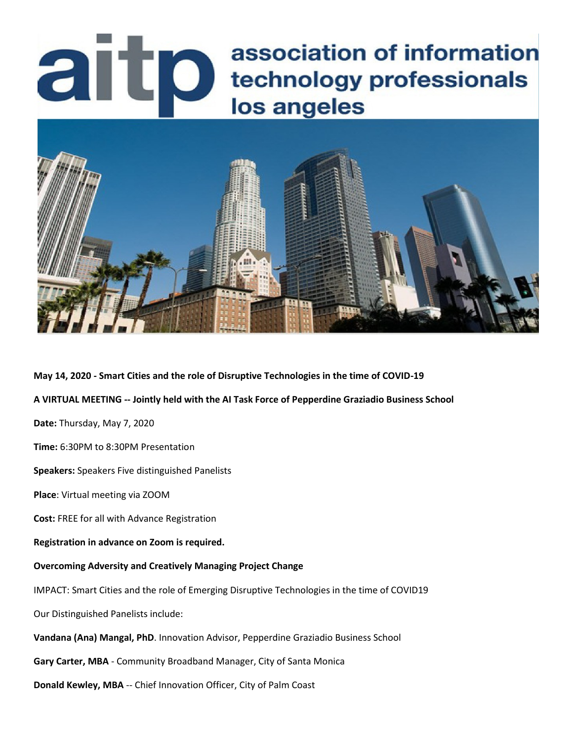# aitp association of information technology professionals los angeles

**May 14, 2020 - Smart Cities and the role of Disruptive Technologies in the time of COVID-19**

**A VIRTUAL MEETING -- Jointly held with the AI Task Force of Pepperdine Graziadio Business School**

**Date:** Thursday, May 7, 2020

**Time:** 6:30PM to 8:30PM Presentation

**Speakers:** Speakers Five distinguished Panelists

**Place**: Virtual meeting via ZOOM

**Cost:** FREE for all with Advance Registration

**Registration in advance on Zoom is required.**

**Overcoming Adversity and Creatively Managing Project Change**

IMPACT: Smart Cities and the role of Emerging Disruptive Technologies in the time of COVID19

Our Distinguished Panelists include:

**Vandana (Ana) Mangal, PhD**. Innovation Advisor, Pepperdine Graziadio Business School

**Gary Carter, MBA** - Community Broadband Manager, City of Santa Monica

**Donald Kewley, MBA** -- Chief Innovation Officer, City of Palm Coast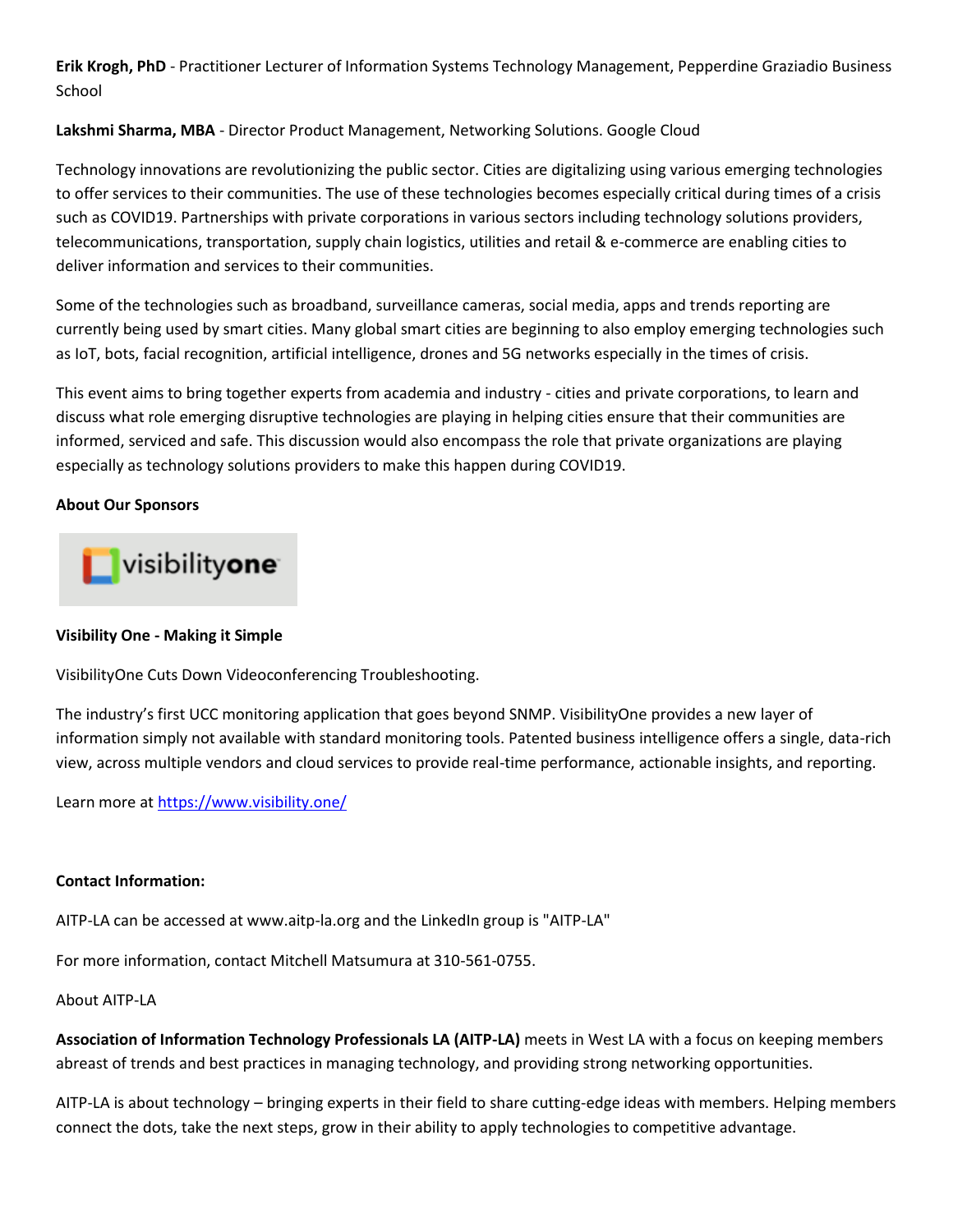**Erik Krogh, PhD** - Practitioner Lecturer of Information Systems Technology Management, Pepperdine Graziadio Business School

**Lakshmi Sharma, MBA** - Director Product Management, Networking Solutions. Google Cloud

Technology innovations are revolutionizing the public sector. Cities are digitalizing using various emerging technologies to offer services to their communities. The use of these technologies becomes especially critical during times of a crisis such as COVID19. Partnerships with private corporations in various sectors including technology solutions providers, telecommunications, transportation, supply chain logistics, utilities and retail & e-commerce are enabling cities to deliver information and services to their communities.

Some of the technologies such as broadband, surveillance cameras, social media, apps and trends reporting are currently being used by smart cities. Many global smart cities are beginning to also employ emerging technologies such as IoT, bots, facial recognition, artificial intelligence, drones and 5G networks especially in the times of crisis.

This event aims to bring together experts from academia and industry - cities and private corporations, to learn and discuss what role emerging disruptive technologies are playing in helping cities ensure that their communities are informed, serviced and safe. This discussion would also encompass the role that private organizations are playing especially as technology solutions providers to make this happen during COVID19.

**About Our Sponsors**

visibilityone

**Visibility One - Making it Simple**

VisibilityOne Cuts Down Videoconferencing Troubleshooting.

The industry's first UCC monitoring application that goes beyond SNMP. VisibilityOne provides a new layer of information simply not available with standard monitoring tools. Patented business intelligence offers a single, data-rich view, across multiple vendors and cloud services to provide real-time performance, actionable insights, and reporting.

Learn more at https://www.visibility.one/

**Contact Information:**

AITP-LA can be accessed at www.aitp-la.org and the LinkedIn group is "AITP-LA"

For more information, contact Mitchell Matsumura at 310-561-0755.

About AITP-LA

**Association of Information Technology Professionals LA (AITP-LA)** meets in West LA with a focus on keeping members abreast of trends and best practices in managing technology, and providing strong networking opportunities.

AITP-LA is about technology – bringing experts in their field to share cutting-edge ideas with members. Helping members connect the dots, take the next steps, grow in their ability to apply technologies to competitive advantage.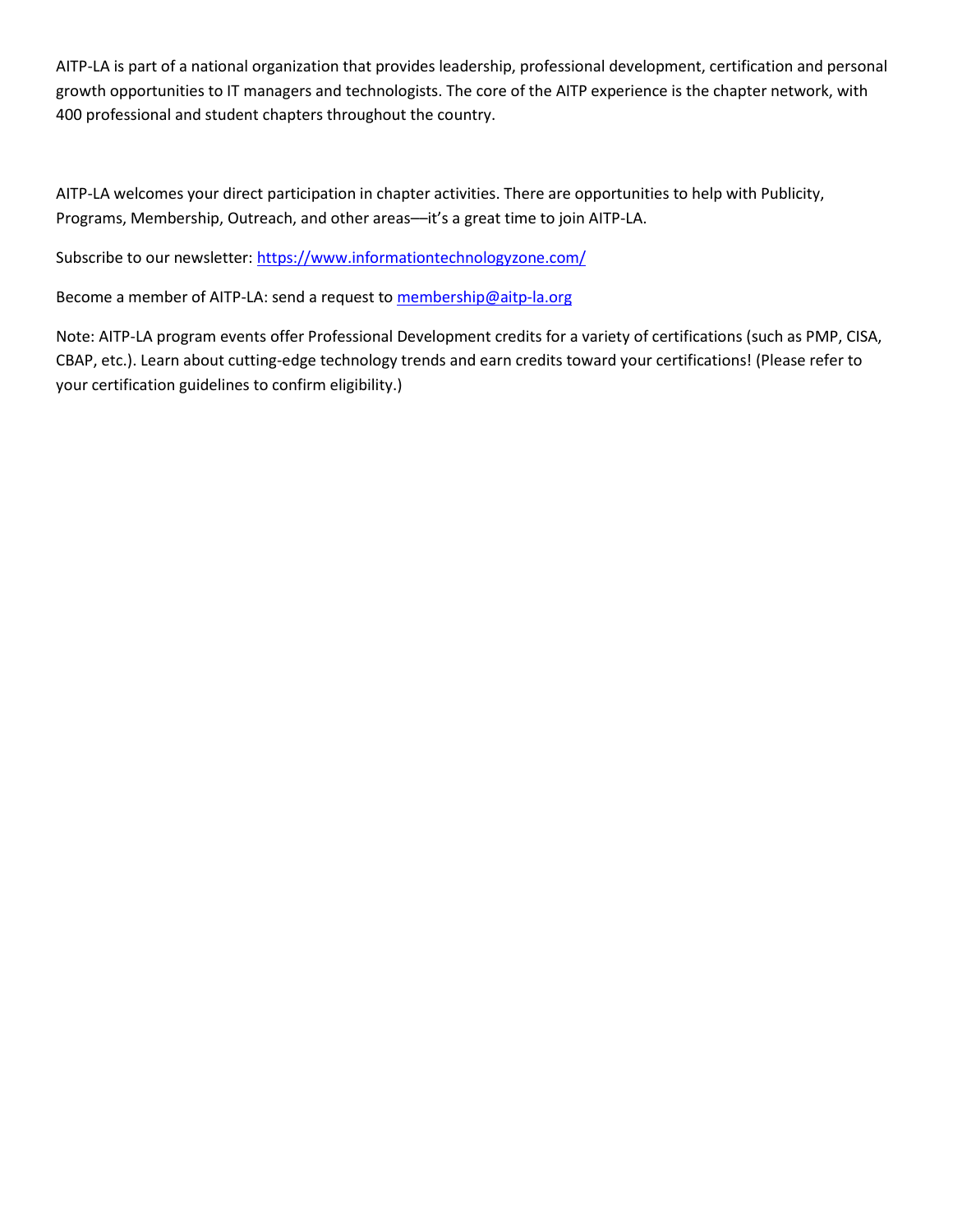AITP-LA is part of a national organization that provides leadership, professional development, certification and personal growth opportunities to IT managers and technologists. The core of the AITP experience is the chapter network, with 400 professional and student chapters throughout the country.

AITP-LA welcomes your direct participation in chapter activities. There are opportunities to help with Publicity, Programs, Membership, Outreach, and other areas—it's a great time to join AITP-LA.

Subscribe to our newsletter: [https://www.informationtechnologyzone.com/](https://www.informationtechnologyzone.com/)

Become a member of AITP-LA: send a request to [membership@aitp-la.org](mailto:membership@aitp-la.org)

Note: AITP-LA program events offer Professional Development credits for a variety of certifications (such as PMP, CISA, CBAP, etc.). Learn about cutting-edge technology trends and earn credits toward your certifications! (Please refer to your certification guidelines to confirm eligibility.)